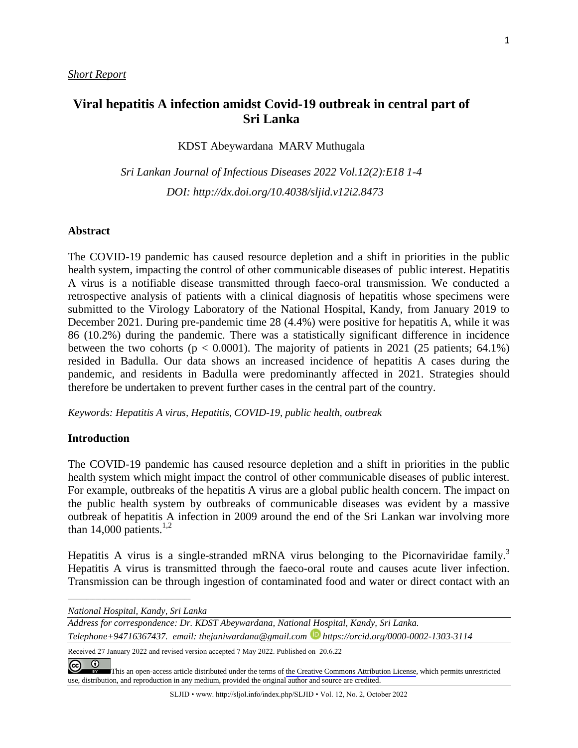*Short Report*

# Viral hepatitis A infection amidst Covid-19 outbreak in central part of Sri Lanka

KDST Abeywardana MARV Muthugala

*Sri Lankan Journal of Infectious Diseases 2022 Vol.12(2):E18 1-4*

*DOI: http://dx.doi.org/10.4038/sljid.v12i2.8473*

## Abstract

The COVID-19 pandemic has caused resource depletion and a shift in priorities in the public health system, impacting the control of other communicable diseases of public interest. Hepatitis A virus is a notifiable disease transmitted through faeco-oral transmission. We conducted a retrospective analysis of patients with a clinical diagnosis of hepatitis whose specimens were submitted to the Virology Laboratory of the National Hospital, Kandy, from January 2019 to December 2021. During pre-pandemic time 28 (4.4%) were positive for hepatitis A, while it was 86 (10.2%) during the pandemic. There was a statistically significant difference in incidence between the two cohorts ($p < 0.0001$). The majority of patients in 2021 (25 patients; 64.1%) resided in Badulla. Our data shows an increased incidence of hepatitis A cases during the pandemic, and residents in Badulla were predominantly affected in 2021. Strategies should therefore be undertaken to prevent further cases in the central part of the country.

*Keywords: Hepatitis A virus, Hepatitis, COVID-19, public health, outbreak*

## Introduction

The COVID-19 pandemic has caused resource depletion and a shift in priorities in the public health system which might impact the control of other communicable diseases of public interest. For example, outbreaks of the hepatitis A virus are a global public health concern. The impact on the public health system by outbreaks of communicable diseases was evident by a massive outbreak of hepatitis A infection in 2009 around the end of the Sri Lankan war involving more than 14,000 patients.[1,2]

Hepatitis A virus is a single-stranded mRNA virus belonging to the Picornaviridae family.[3] Hepatitis A virus is transmitted through the faeco-oral route and causes acute liver infection. Transmission can be through ingestion of contaminated food and water or direct contact with an

---

*National Hospital, Kandy, Sri Lanka*

*Address for correspondence: Dr. KDST Abeywardana, National Hospital, Kandy, Sri Lanka. Telephone+94716367437. email: thejaniwardana@gmail.com https://orcid.org/0000-0002-1303-3114*

Received 27 January 2022 and revised version accepted 7 May 2022. Published on 20.6.22

This an open-access article distributed under the terms of the Creative Commons Attribution License, which permits unrestricted use, distribution, and reproduction in any medium, provided the original author and source are credited.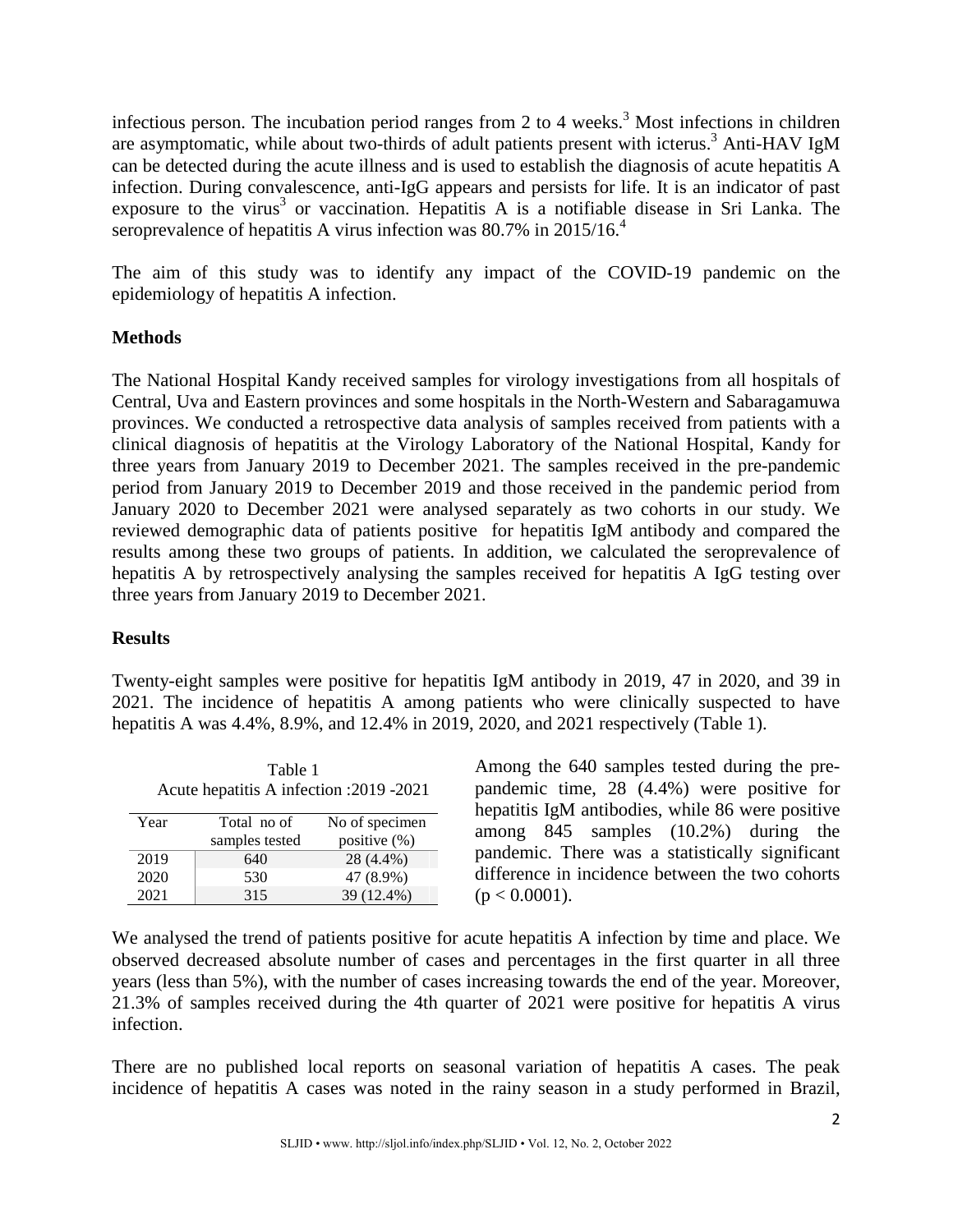infectious person. The incubation period ranges from 2 to 4 weeks.[3] Most infections in children are asymptomatic, while about two-thirds of adult patients present with icterus.[3] Anti-HAV IgM can be detected during the acute illness and is used to establish the diagnosis of acute hepatitis A infection. During convalescence, anti-IgG appears and persists for life. It is an indicator of past exposure to the virus[3] or vaccination. Hepatitis A is a notifiable disease in Sri Lanka. The seroprevalence of hepatitis A virus infection was 80.7% in 2015/16.[4]

The aim of this study was to identify any impact of the COVID-19 pandemic on the epidemiology of hepatitis A infection.

## Methods

The National Hospital Kandy received samples for virology investigations from all hospitals of Central, Uva and Eastern provinces and some hospitals in the North-Western and Sabaragamuwa provinces. We conducted a retrospective data analysis of samples received from patients with a clinical diagnosis of hepatitis at the Virology Laboratory of the National Hospital, Kandy for three years from January 2019 to December 2021. The samples received in the pre-pandemic period from January 2019 to December 2019 and those received in the pandemic period from January 2020 to December 2021 were analysed separately as two cohorts in our study. We reviewed demographic data of patients positive for hepatitis IgM antibody and compared the results among these two groups of patients. In addition, we calculated the seroprevalence of hepatitis A by retrospectively analysing the samples received for hepatitis A IgG testing over three years from January 2019 to December 2021.

## Results

Twenty-eight samples were positive for hepatitis IgM antibody in 2019, 47 in 2020, and 39 in 2021. The incidence of hepatitis A among patients who were clinically suspected to have hepatitis A was 4.4%, 8.9%, and 12.4% in 2019, 2020, and 2021 respectively (Table 1).

Table 1
Acute hepatitis A infection :2019 -2021

| Year | Total no of samples tested | No of specimen positive (%) |
|---|---|---|
| 2019 | 640 | 28 (4.4%) |
| 2020 | 530 | 47 (8.9%) |
| 2021 | 315 | 39 (12.4%) |

Among the 640 samples tested during the pre-pandemic time, 28 (4.4%) were positive for hepatitis IgM antibodies, while 86 were positive among 845 samples (10.2%) during the pandemic. There was a statistically significant difference in incidence between the two cohorts ($p < 0.0001$).

We analysed the trend of patients positive for acute hepatitis A infection by time and place. We observed decreased absolute number of cases and percentages in the first quarter in all three years (less than 5%), with the number of cases increasing towards the end of the year. Moreover, 21.3% of samples received during the 4th quarter of 2021 were positive for hepatitis A virus infection.

There are no published local reports on seasonal variation of hepatitis A cases. The peak incidence of hepatitis A cases was noted in the rainy season in a study performed in Brazil,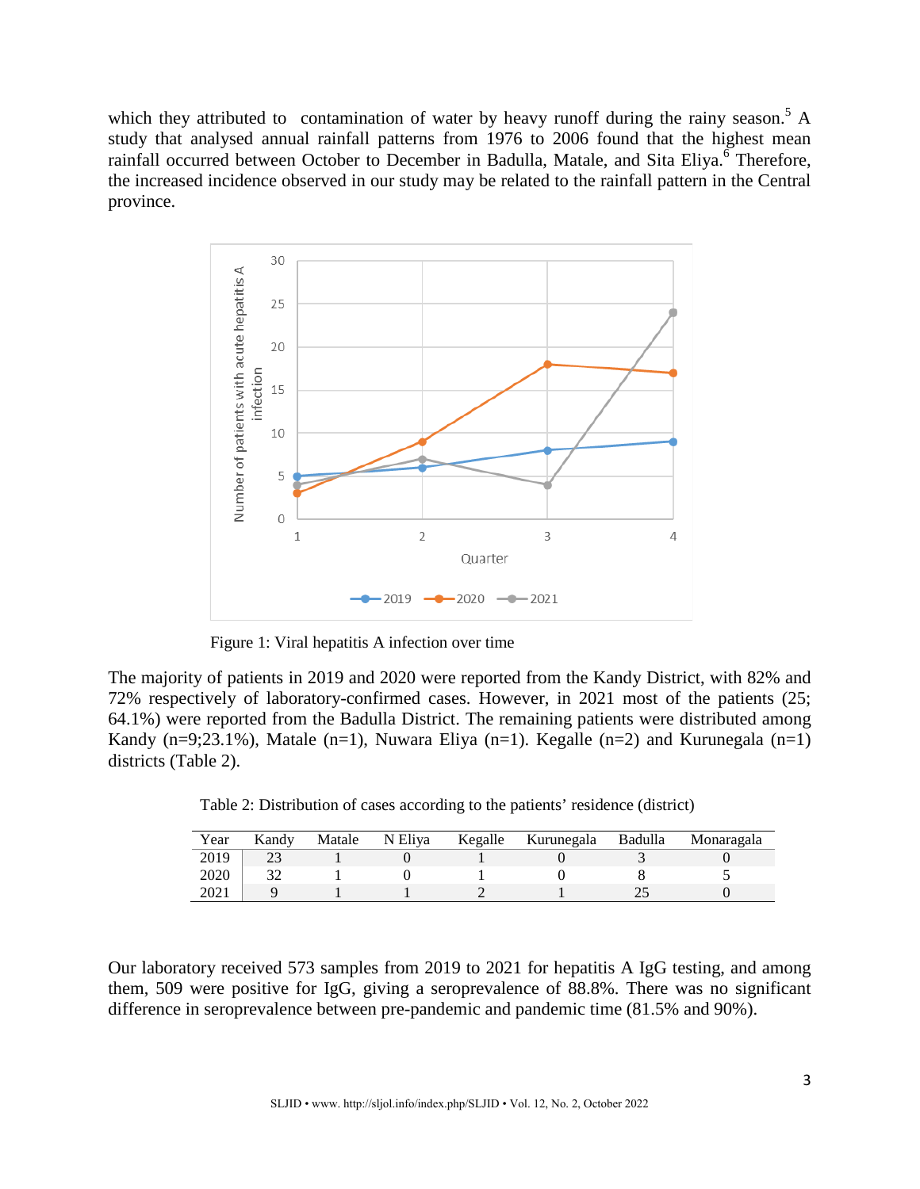which they attributed to contamination of water by heavy runoff during the rainy season.[5] A study that analysed annual rainfall patterns from 1976 to 2006 found that the highest mean rainfall occurred between October to December in Badulla, Matale, and Sita Eliya.[6] Therefore, the increased incidence observed in our study may be related to the rainfall pattern in the Central province.

Figure 1: Viral hepatitis A infection over time

The majority of patients in 2019 and 2020 were reported from the Kandy District, with 82% and 72% respectively of laboratory-confirmed cases. However, in 2021 most of the patients (25; 64.1%) were reported from the Badulla District. The remaining patients were distributed among Kandy (n=9;23.1%), Matale (n=1), Nuwara Eliya (n=1). Kegalle (n=2) and Kurunegala (n=1) districts (Table 2).

Table 2: Distribution of cases according to the patients' residence (district)

| Year | Kandy | Matale | N Eliya | Kegalle | Kurunegala | Badulla | Monaragala |
|---|---|---|---|---|---|---|---|
| 2019 | 23 | 1 | 0 | 1 | 0 | 3 | 0 |
| 2020 | 32 | 1 | 0 | 1 | 0 | 8 | 5 |
| 2021 | 9 | 1 | 1 | 2 | 1 | 25 | 0 |

Our laboratory received 573 samples from 2019 to 2021 for hepatitis A IgG testing, and among them, 509 were positive for IgG, giving a seroprevalence of 88.8%. There was no significant difference in seroprevalence between pre-pandemic and pandemic time (81.5% and 90%).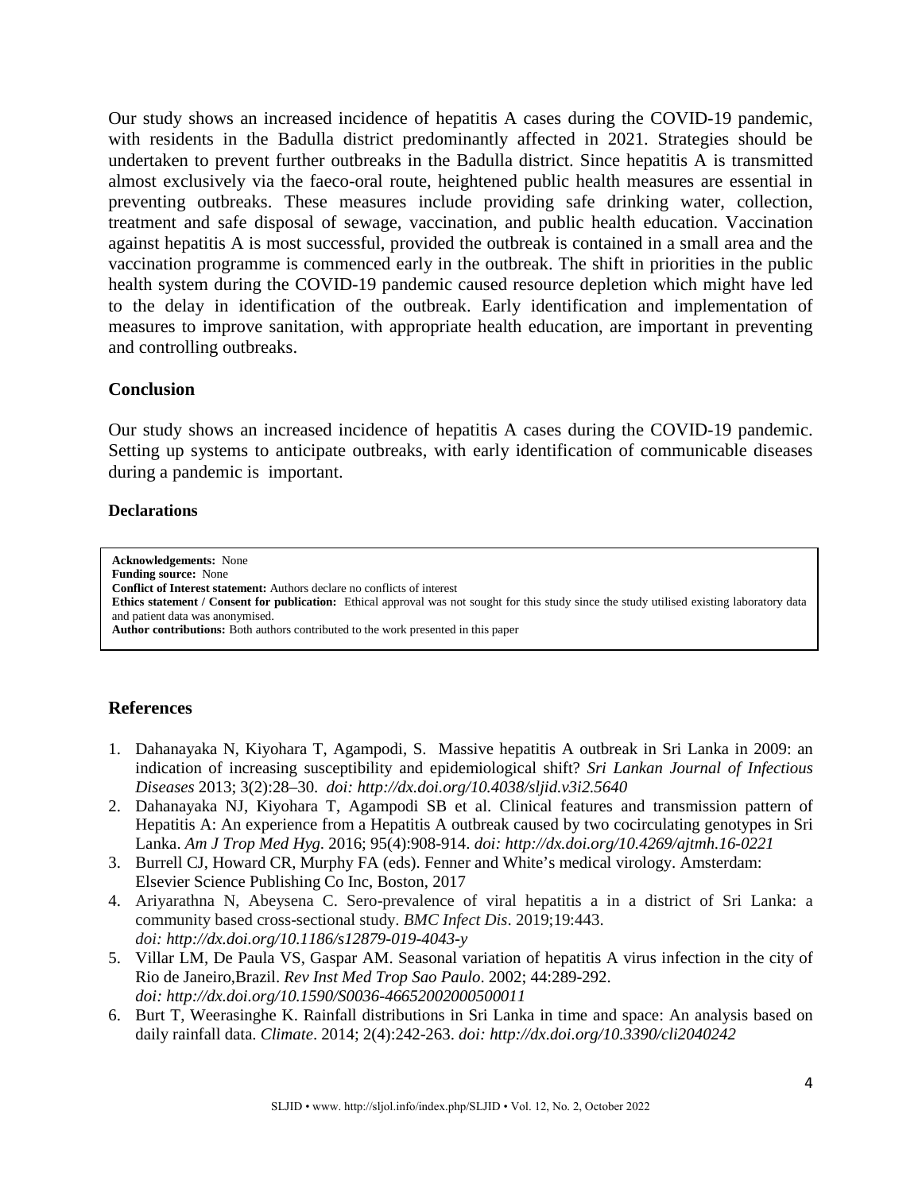Our study shows an increased incidence of hepatitis A cases during the COVID-19 pandemic, with residents in the Badulla district predominantly affected in 2021. Strategies should be undertaken to prevent further outbreaks in the Badulla district. Since hepatitis A is transmitted almost exclusively via the faeco-oral route, heightened public health measures are essential in preventing outbreaks. These measures include providing safe drinking water, collection, treatment and safe disposal of sewage, vaccination, and public health education. Vaccination against hepatitis A is most successful, provided the outbreak is contained in a small area and the vaccination programme is commenced early in the outbreak. The shift in priorities in the public health system during the COVID-19 pandemic caused resource depletion which might have led to the delay in identification of the outbreak. Early identification and implementation of measures to improve sanitation, with appropriate health education, are important in preventing and controlling outbreaks.

## Conclusion

Our study shows an increased incidence of hepatitis A cases during the COVID-19 pandemic. Setting up systems to anticipate outbreaks, with early identification of communicable diseases during a pandemic is important.

### Declarations

**Acknowledgements:** None
**Funding source:** None
**Conflict of Interest statement:** Authors declare no conflicts of interest
**Ethics statement / Consent for publication:** Ethical approval was not sought for this study since the study utilised existing laboratory data and patient data was anonymised.
**Author contributions:** Both authors contributed to the work presented in this paper

## References

1. Dahanayaka N, Kiyohara T, Agampodi, S. Massive hepatitis A outbreak in Sri Lanka in 2009: an indication of increasing susceptibility and epidemiological shift? *Sri Lankan Journal of Infectious Diseases* 2013; 3(2):28–30. *doi: http://dx.doi.org/10.4038/sljid.v3i2.5640*
2. Dahanayaka NJ, Kiyohara T, Agampodi SB et al. Clinical features and transmission pattern of Hepatitis A: An experience from a Hepatitis A outbreak caused by two cocirculating genotypes in Sri Lanka. *Am J Trop Med Hyg*. 2016; 95(4):908-914. *doi: http://dx.doi.org/10.4269/ajtmh.16-0221*
3. Burrell CJ, Howard CR, Murphy FA (eds). Fenner and White's medical virology. Amsterdam: Elsevier Science Publishing Co Inc, Boston, 2017
4. Ariyarathna N, Abeysena C. Sero-prevalence of viral hepatitis a in a district of Sri Lanka: a community based cross-sectional study. *BMC Infect Dis*. 2019;19:443. *doi: http://dx.doi.org/10.1186/s12879-019-4043-y*
5. Villar LM, De Paula VS, Gaspar AM. Seasonal variation of hepatitis A virus infection in the city of Rio de Janeiro,Brazil. *Rev Inst Med Trop Sao Paulo*. 2002; 44:289-292. *doi: http://dx.doi.org/10.1590/S0036-46652002000500011*
6. Burt T, Weerasinghe K. Rainfall distributions in Sri Lanka in time and space: An analysis based on daily rainfall data. *Climate*. 2014; 2(4):242-263. *doi: http://dx.doi.org/10.3390/cli2040242*